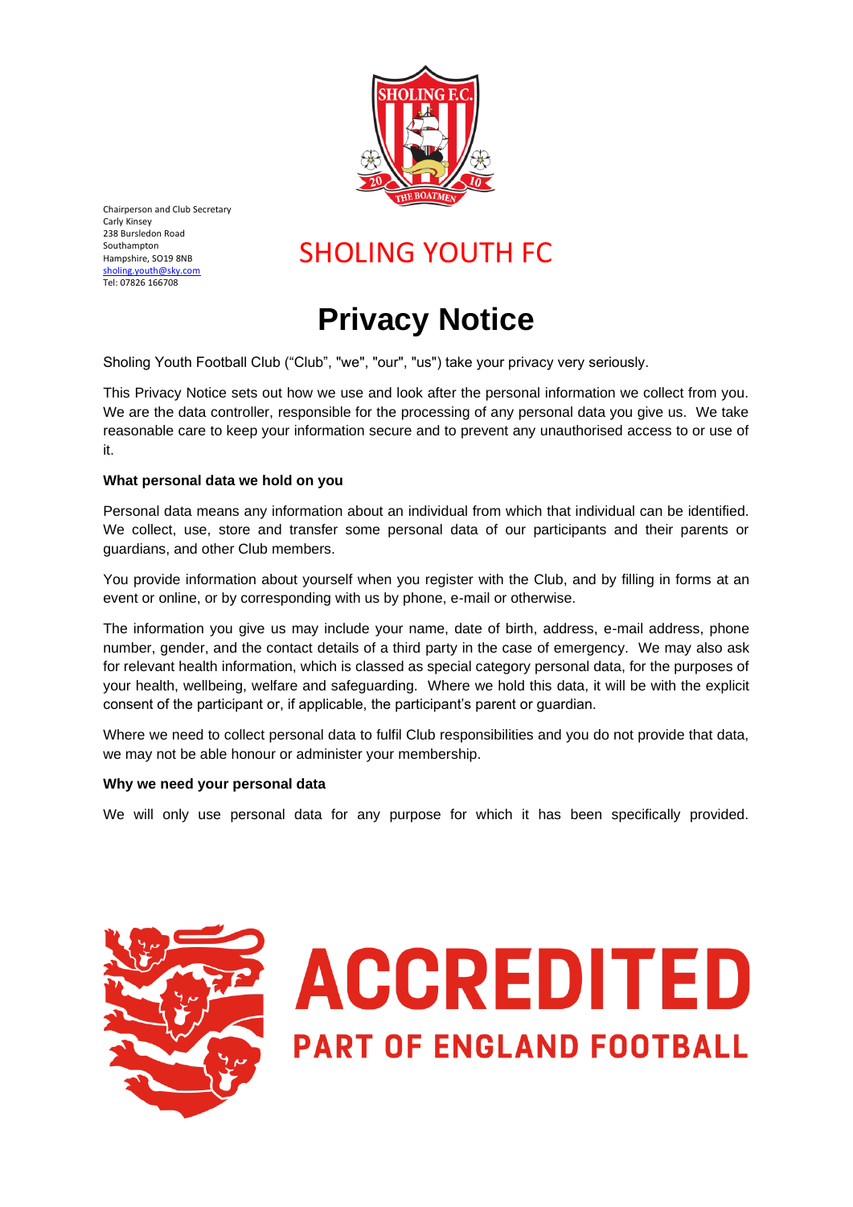Chairperson and Club Secretary
Carly Kinsey
238 Bursledon Road
Southampton
Hampshire, SO19 8NB
sholing.youth@sky.com
Tel: 07826 166708

## SHOLING YOUTH FC

# Privacy Notice

Sholing Youth Football Club ("Club", "we", "our", "us") take your privacy very seriously.

This Privacy Notice sets out how we use and look after the personal information we collect from you. We are the data controller, responsible for the processing of any personal data you give us. We take reasonable care to keep your information secure and to prevent any unauthorised access to or use of it.

**What personal data we hold on you**

Personal data means any information about an individual from which that individual can be identified. We collect, use, store and transfer some personal data of our participants and their parents or guardians, and other Club members.

You provide information about yourself when you register with the Club, and by filling in forms at an event or online, or by corresponding with us by phone, e-mail or otherwise.

The information you give us may include your name, date of birth, address, e-mail address, phone number, gender, and the contact details of a third party in the case of emergency. We may also ask for relevant health information, which is classed as special category personal data, for the purposes of your health, wellbeing, welfare and safeguarding. Where we hold this data, it will be with the explicit consent of the participant or, if applicable, the participant's parent or guardian.

Where we need to collect personal data to fulfil Club responsibilities and you do not provide that data, we may not be able honour or administer your membership.

**Why we need your personal data**

We will only use personal data for any purpose for which it has been specifically provided.

ACCREDITED
PART OF ENGLAND FOOTBALL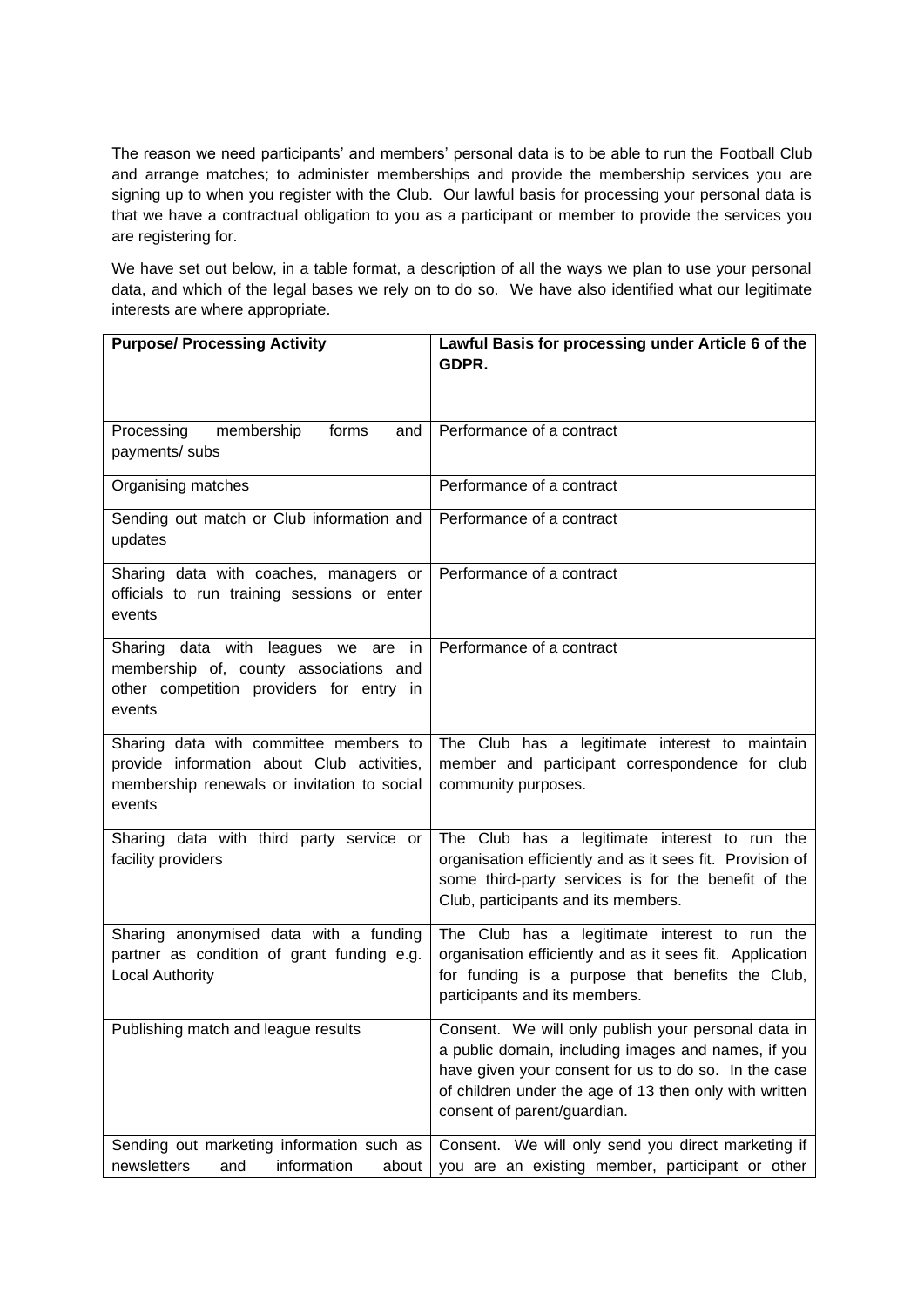The reason we need participants' and members' personal data is to be able to run the Football Club and arrange matches; to administer memberships and provide the membership services you are signing up to when you register with the Club. Our lawful basis for processing your personal data is that we have a contractual obligation to you as a participant or member to provide the services you are registering for.

We have set out below, in a table format, a description of all the ways we plan to use your personal data, and which of the legal bases we rely on to do so. We have also identified what our legitimate interests are where appropriate.

| Purpose/ Processing Activity | Lawful Basis for processing under Article 6 of the GDPR. |
|---|---|
| Processing membership forms and payments/ subs | Performance of a contract |
| Organising matches | Performance of a contract |
| Sending out match or Club information and updates | Performance of a contract |
| Sharing data with coaches, managers or officials to run training sessions or enter events | Performance of a contract |
| Sharing data with leagues we are in membership of, county associations and other competition providers for entry in events | Performance of a contract |
| Sharing data with committee members to provide information about Club activities, membership renewals or invitation to social events | The Club has a legitimate interest to maintain member and participant correspondence for club community purposes. |
| Sharing data with third party service or facility providers | The Club has a legitimate interest to run the organisation efficiently and as it sees fit. Provision of some third-party services is for the benefit of the Club, participants and its members. |
| Sharing anonymised data with a funding partner as condition of grant funding e.g. Local Authority | The Club has a legitimate interest to run the organisation efficiently and as it sees fit. Application for funding is a purpose that benefits the Club, participants and its members. |
| Publishing match and league results | Consent. We will only publish your personal data in a public domain, including images and names, if you have given your consent for us to do so. In the case of children under the age of 13 then only with written consent of parent/guardian. |
| Sending out marketing information such as newsletters and information about | Consent. We will only send you direct marketing if you are an existing member, participant or other |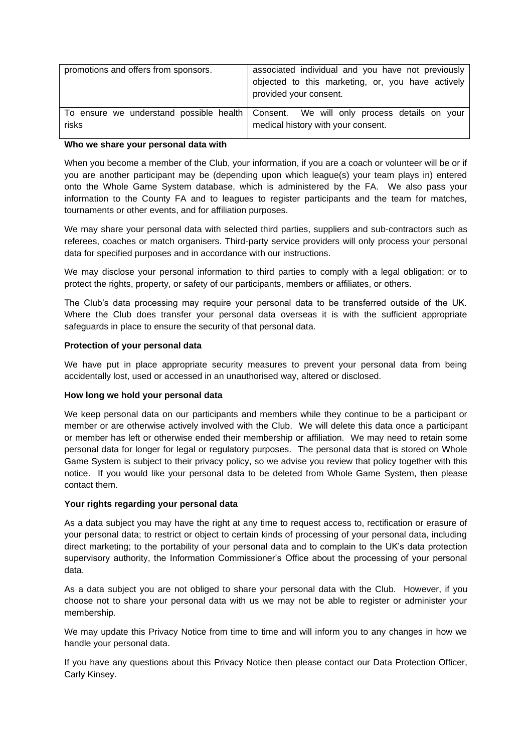| | |
|---|---|
| promotions and offers from sponsors. | associated individual and you have not previously objected to this marketing, or, you have actively provided your consent. |
| To ensure we understand possible health risks | Consent. We will only process details on your medical history with your consent. |

**Who we share your personal data with**

When you become a member of the Club, your information, if you are a coach or volunteer will be or if you are another participant may be (depending upon which league(s) your team plays in) entered onto the Whole Game System database, which is administered by the FA. We also pass your information to the County FA and to leagues to register participants and the team for matches, tournaments or other events, and for affiliation purposes.

We may share your personal data with selected third parties, suppliers and sub-contractors such as referees, coaches or match organisers. Third-party service providers will only process your personal data for specified purposes and in accordance with our instructions.

We may disclose your personal information to third parties to comply with a legal obligation; or to protect the rights, property, or safety of our participants, members or affiliates, or others.

The Club's data processing may require your personal data to be transferred outside of the UK. Where the Club does transfer your personal data overseas it is with the sufficient appropriate safeguards in place to ensure the security of that personal data.

**Protection of your personal data**

We have put in place appropriate security measures to prevent your personal data from being accidentally lost, used or accessed in an unauthorised way, altered or disclosed.

**How long we hold your personal data**

We keep personal data on our participants and members while they continue to be a participant or member or are otherwise actively involved with the Club. We will delete this data once a participant or member has left or otherwise ended their membership or affiliation. We may need to retain some personal data for longer for legal or regulatory purposes. The personal data that is stored on Whole Game System is subject to their privacy policy, so we advise you review that policy together with this notice. If you would like your personal data to be deleted from Whole Game System, then please contact them.

**Your rights regarding your personal data**

As a data subject you may have the right at any time to request access to, rectification or erasure of your personal data; to restrict or object to certain kinds of processing of your personal data, including direct marketing; to the portability of your personal data and to complain to the UK's data protection supervisory authority, the Information Commissioner's Office about the processing of your personal data.

As a data subject you are not obliged to share your personal data with the Club. However, if you choose not to share your personal data with us we may not be able to register or administer your membership.

We may update this Privacy Notice from time to time and will inform you to any changes in how we handle your personal data.

If you have any questions about this Privacy Notice then please contact our Data Protection Officer, Carly Kinsey.